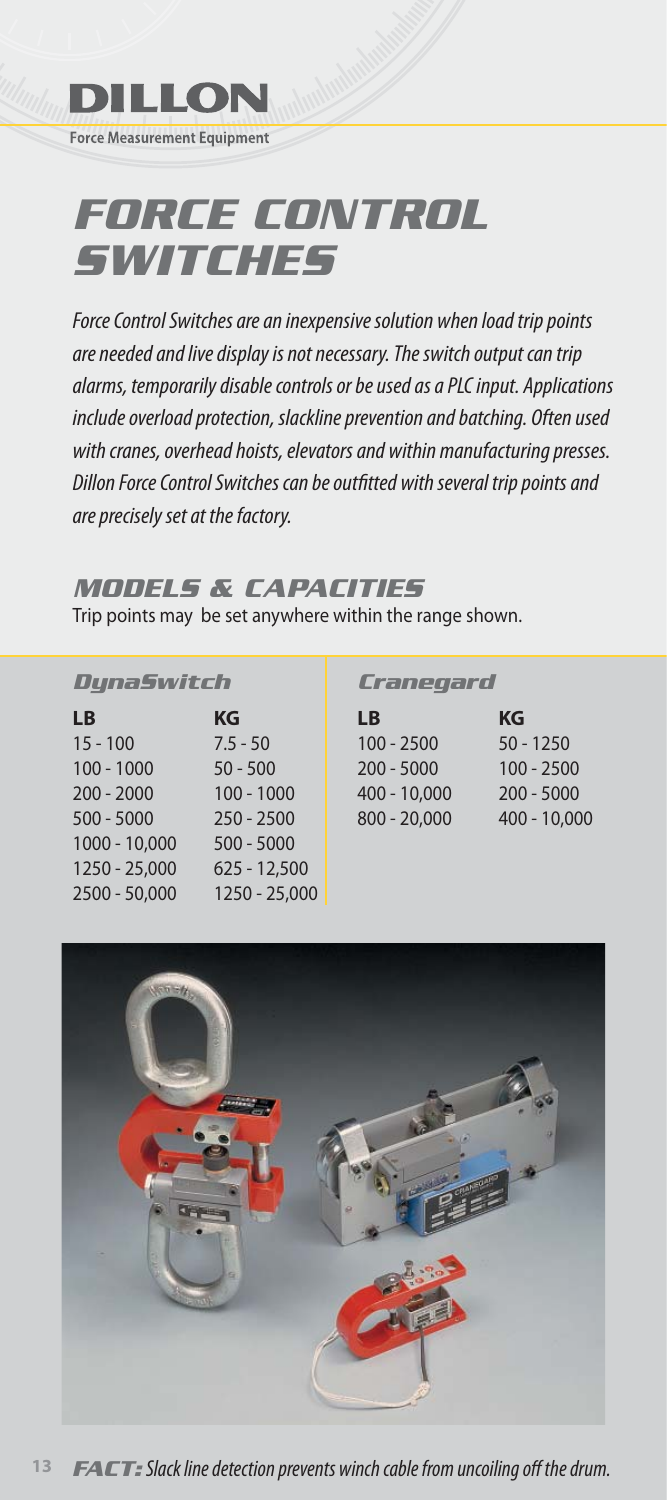**DILLON**

Force Measurement Equipment

# FORCE CONTROL SWITCHES

*Force Control Switches are an inexpensive solution when load trip points are needed and live display is not necessary. The switch output can trip alarms, temporarily disable controls or be used as a PLC input. Applications include overload protection, slackline prevention and batching. Often used with cranes, overhead hoists, elevators and within manufacturing presses. Dillon Force Control Switches can be outfitted with several trip points and are precisely set at the factory.*

## MODELS & CAPACITIES

Trip points may be set anywhere within the range shown.

### DynaSwitch

| LB | KG |
|---|---|
| 15 - 100 | 7.5 - 50 |
| 100 - 1000 | 50 - 500 |
| 200 - 2000 | 100 - 1000 |
| 500 - 5000 | 250 - 2500 |
| 1000 - 10,000 | 500 - 5000 |
| 1250 - 25,000 | 625 - 12,500 |
| 2500 - 50,000 | 1250 - 25,000 |

### Cranegard

| LB | KG |
|---|---|
| 100 - 2500 | 50 - 1250 |
| 200 - 5000 | 100 - 2500 |
| 400 - 10,000 | 200 - 5000 |
| 800 - 20,000 | 400 - 10,000 |

***FACT:*** *Slack line detection prevents winch cable from uncoiling off the drum.*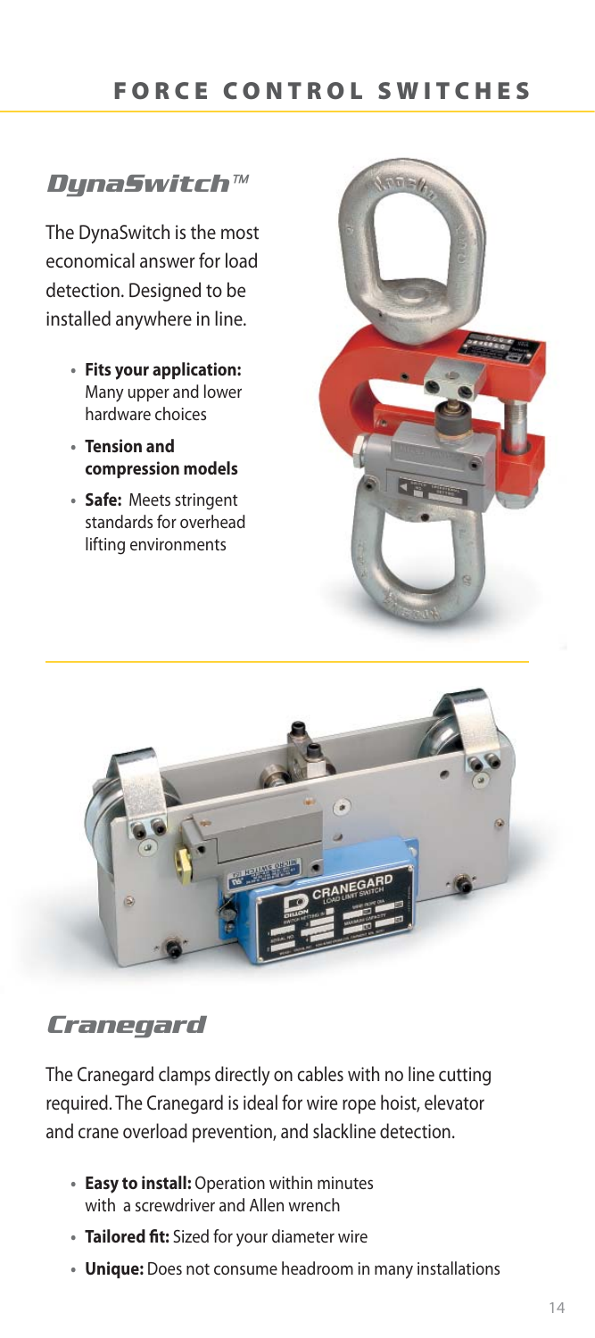# FORCE CONTROL SWITCHES

## DynaSwitch™

The DynaSwitch is the most economical answer for load detection. Designed to be installed anywhere in line.

- **Fits your application:** Many upper and lower hardware choices
- **Tension and compression models**
- **Safe:** Meets stringent standards for overhead lifting environments

## Cranegard

The Cranegard clamps directly on cables with no line cutting required. The Cranegard is ideal for wire rope hoist, elevator and crane overload prevention, and slackline detection.

- **Easy to install:** Operation within minutes with a screwdriver and Allen wrench
- **Tailored fit:** Sized for your diameter wire
- **Unique:** Does not consume headroom in many installations